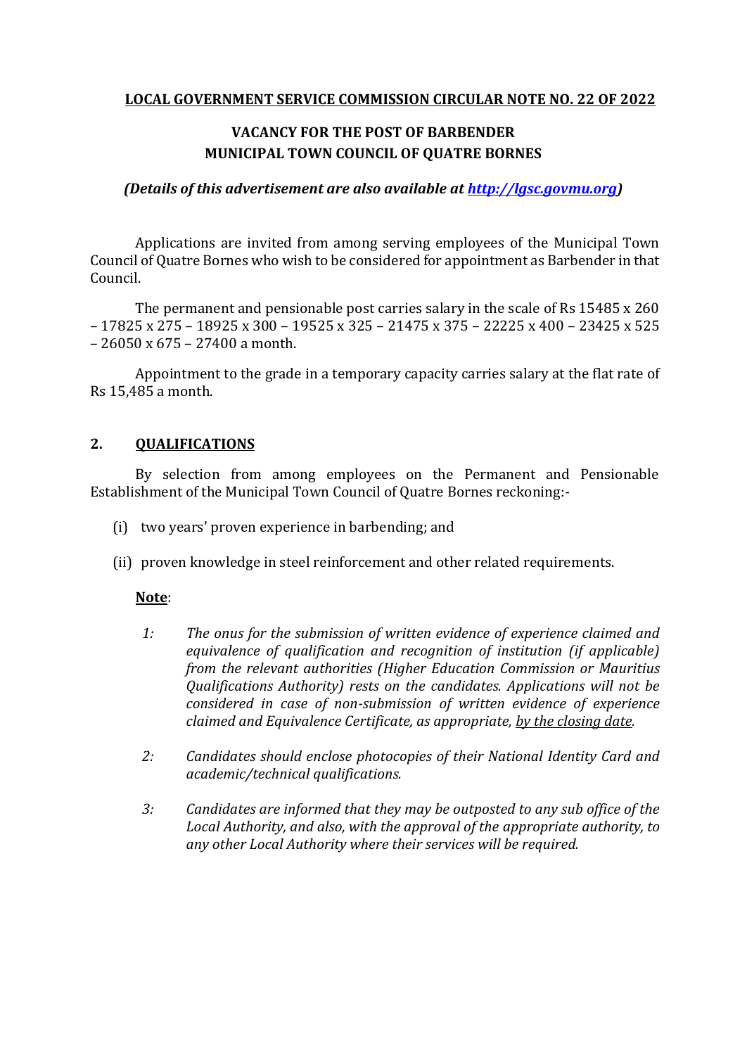**LOCAL GOVERNMENT SERVICE COMMISSION CIRCULAR NOTE NO. 22 OF 2022**

**VACANCY FOR THE POST OF BARBENDER**
**MUNICIPAL TOWN COUNCIL OF QUATRE BORNES**

***(Details of this advertisement are also available at [http://lgsc.govmu.org](http://lgsc.govmu.org))***

Applications are invited from among serving employees of the Municipal Town Council of Quatre Bornes who wish to be considered for appointment as Barbender in that Council.

The permanent and pensionable post carries salary in the scale of Rs 15485 x 260 – 17825 x 275 – 18925 x 300 – 19525 x 325 – 21475 x 375 – 22225 x 400 – 23425 x 525 – 26050 x 675 – 27400 a month.

Appointment to the grade in a temporary capacity carries salary at the flat rate of Rs 15,485 a month.

## 2. QUALIFICATIONS

By selection from among employees on the Permanent and Pensionable Establishment of the Municipal Town Council of Quatre Bornes reckoning:-

(i) two years' proven experience in barbending; and

(ii) proven knowledge in steel reinforcement and other related requirements.

**Note**:

*1: The onus for the submission of written evidence of experience claimed and equivalence of qualification and recognition of institution (if applicable) from the relevant authorities (Higher Education Commission or Mauritius Qualifications Authority) rests on the candidates. Applications will not be considered in case of non-submission of written evidence of experience claimed and Equivalence Certificate, as appropriate, by the closing date.*

*2: Candidates should enclose photocopies of their National Identity Card and academic/technical qualifications.*

*3: Candidates are informed that they may be outposted to any sub office of the Local Authority, and also, with the approval of the appropriate authority, to any other Local Authority where their services will be required.*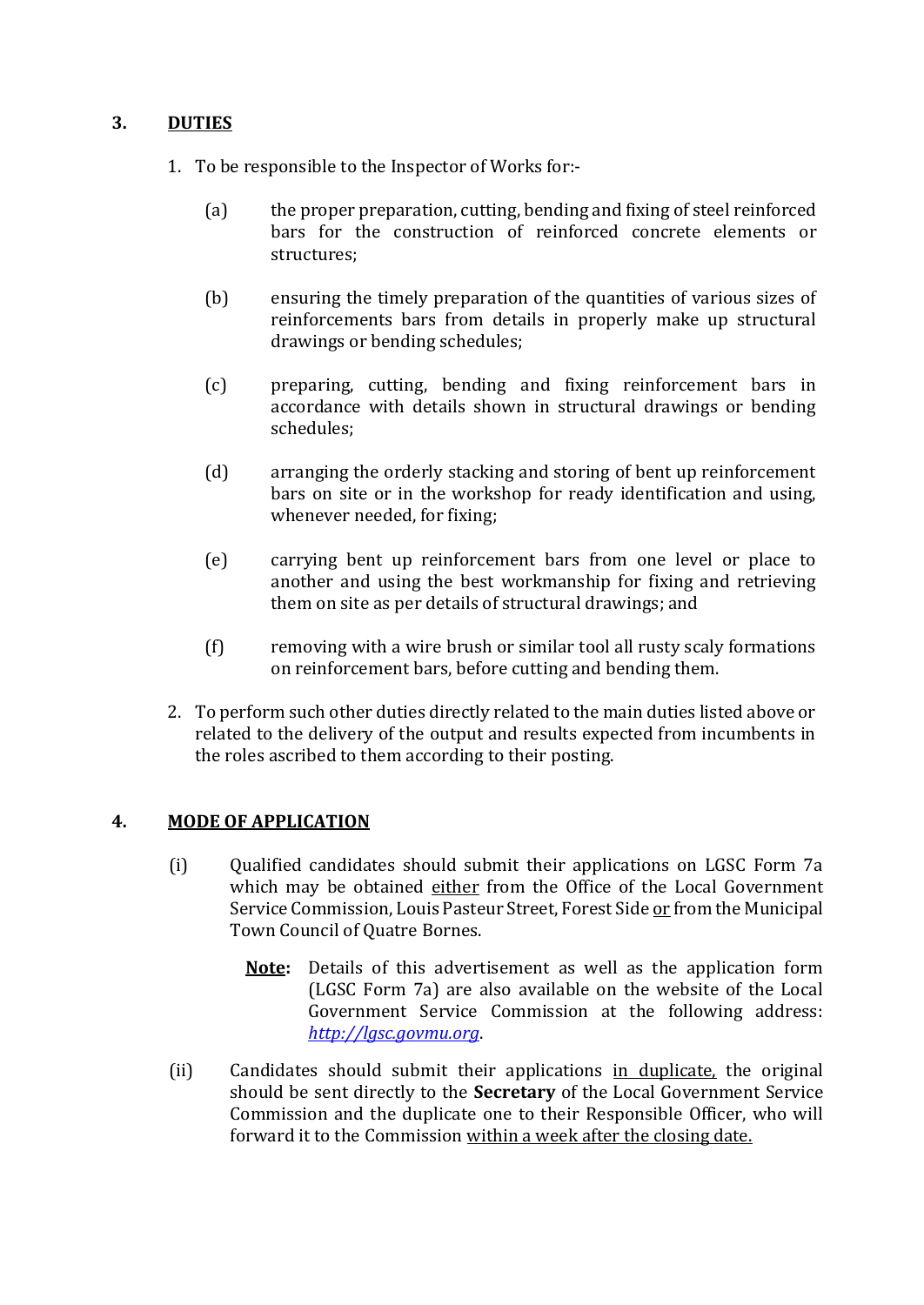## 3. DUTIES

1. To be responsible to the Inspector of Works for:-

   (a) the proper preparation, cutting, bending and fixing of steel reinforced bars for the construction of reinforced concrete elements or structures;

   (b) ensuring the timely preparation of the quantities of various sizes of reinforcements bars from details in properly make up structural drawings or bending schedules;

   (c) preparing, cutting, bending and fixing reinforcement bars in accordance with details shown in structural drawings or bending schedules;

   (d) arranging the orderly stacking and storing of bent up reinforcement bars on site or in the workshop for ready identification and using, whenever needed, for fixing;

   (e) carrying bent up reinforcement bars from one level or place to another and using the best workmanship for fixing and retrieving them on site as per details of structural drawings; and

   (f) removing with a wire brush or similar tool all rusty scaly formations on reinforcement bars, before cutting and bending them.

2. To perform such other duties directly related to the main duties listed above or related to the delivery of the output and results expected from incumbents in the roles ascribed to them according to their posting.

## 4. MODE OF APPLICATION

(i) Qualified candidates should submit their applications on LGSC Form 7a which may be obtained either from the Office of the Local Government Service Commission, Louis Pasteur Street, Forest Side or from the Municipal Town Council of Quatre Bornes.

> **Note:** Details of this advertisement as well as the application form (LGSC Form 7a) are also available on the website of the Local Government Service Commission at the following address: *http://lgsc.govmu.org*.

(ii) Candidates should submit their applications in duplicate, the original should be sent directly to the **Secretary** of the Local Government Service Commission and the duplicate one to their Responsible Officer, who will forward it to the Commission within a week after the closing date.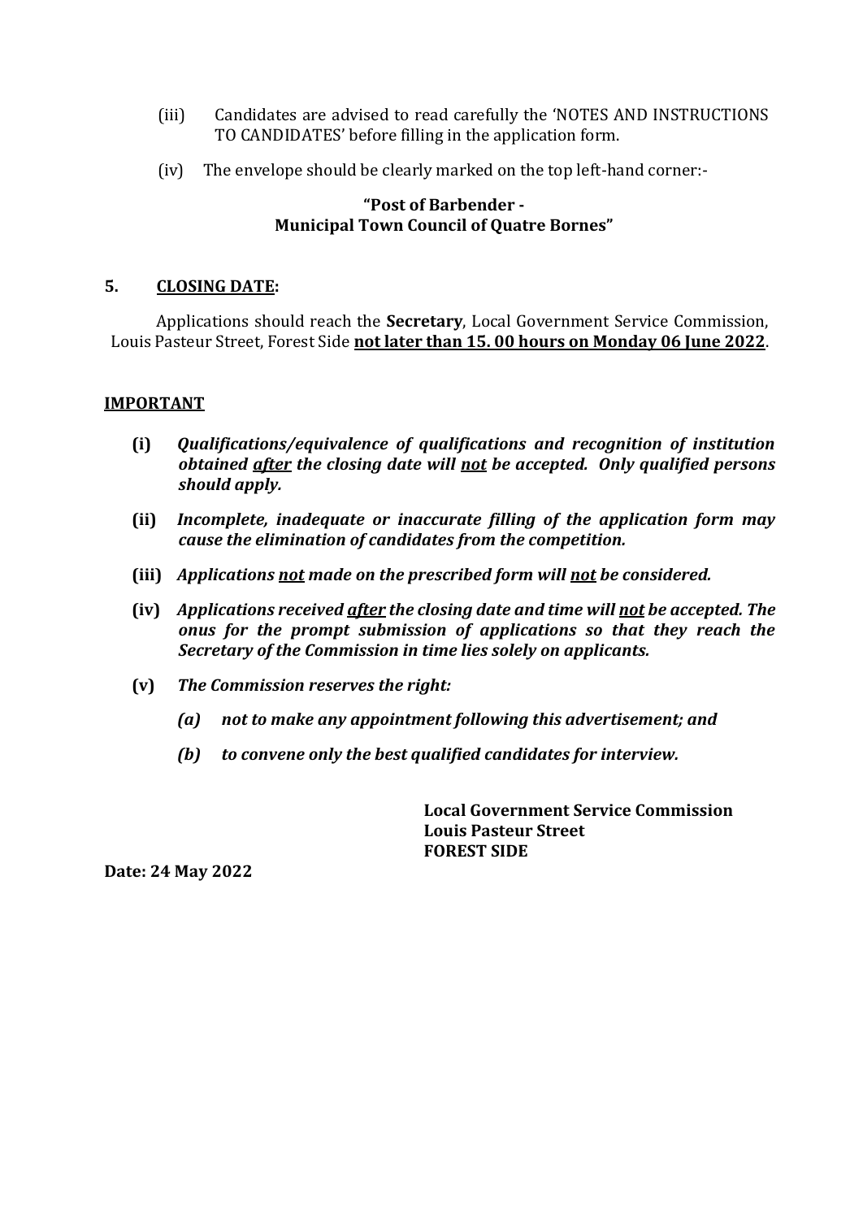(iii) Candidates are advised to read carefully the 'NOTES AND INSTRUCTIONS TO CANDIDATES' before filling in the application form.

(iv) The envelope should be clearly marked on the top left-hand corner:-

**"Post of Barbender - Municipal Town Council of Quatre Bornes"**

## 5. CLOSING DATE:

Applications should reach the **Secretary**, Local Government Service Commission, Louis Pasteur Street, Forest Side **not later than 15. 00 hours on Monday 06 June 2022**.

## IMPORTANT

**(i)** ***Qualifications/equivalence of qualifications and recognition of institution obtained after the closing date will not be accepted. Only qualified persons should apply.***

**(ii)** ***Incomplete, inadequate or inaccurate filling of the application form may cause the elimination of candidates from the competition.***

**(iii)** ***Applications not made on the prescribed form will not be considered.***

**(iv)** ***Applications received after the closing date and time will not be accepted. The onus for the prompt submission of applications so that they reach the Secretary of the Commission in time lies solely on applicants.***

**(v)** ***The Commission reserves the right:***

***(a) not to make any appointment following this advertisement; and***

***(b) to convene only the best qualified candidates for interview.***

**Local Government Service Commission**
**Louis Pasteur Street**
**FOREST SIDE**

**Date: 24 May 2022**